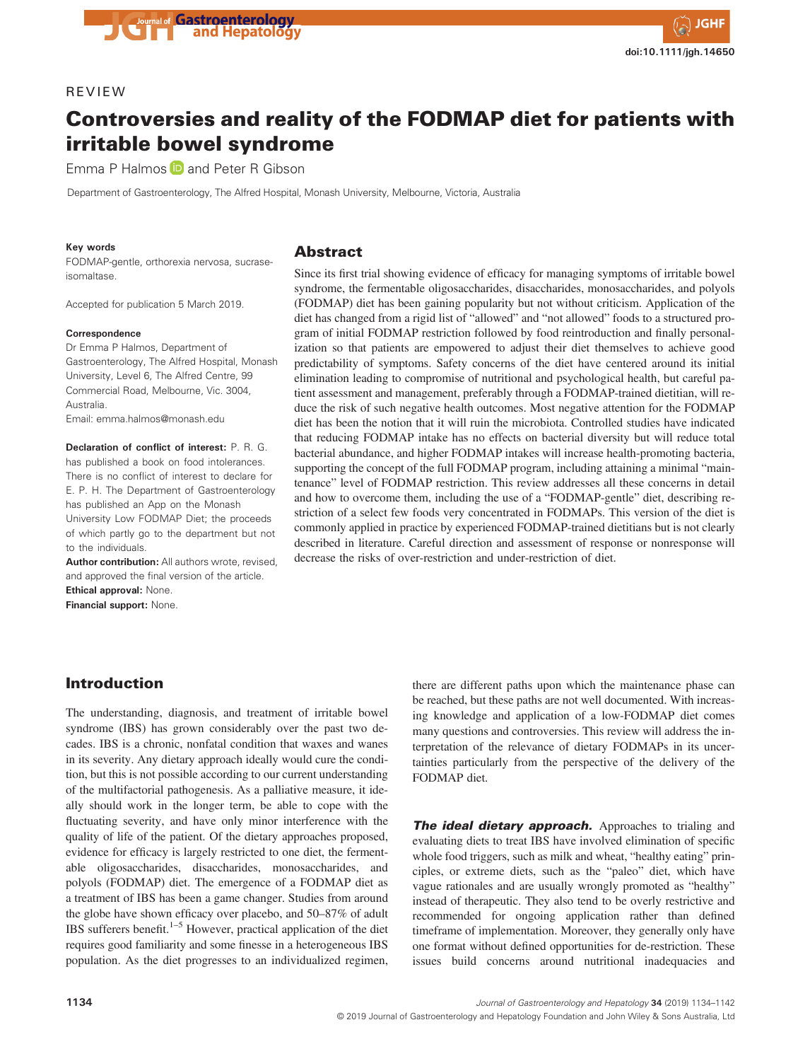REVIEW

# Controversies and reality of the FODMAP diet for patients with irritable bowel syndrome

Emma P Halmos and Peter R Gibson

Department of Gastroenterology, The Alfred Hospital, Monash University, Melbourne, Victoria, Australia

**Key words**
FODMAP-gentle, orthorexia nervosa, sucrase-isomaltase.

Accepted for publication 5 March 2019.

**Correspondence**
Dr Emma P Halmos, Department of Gastroenterology, The Alfred Hospital, Monash University, Level 6, The Alfred Centre, 99 Commercial Road, Melbourne, Vic. 3004, Australia.
Email: emma.halmos@monash.edu

**Declaration of conflict of interest:** P. R. G. has published a book on food intolerances. There is no conflict of interest to declare for E. P. H. The Department of Gastroenterology has published an App on the Monash University Low FODMAP Diet; the proceeds of which partly go to the department but not to the individuals.
**Author contribution:** All authors wrote, revised, and approved the final version of the article.
**Ethical approval:** None.
**Financial support:** None.

## Abstract

Since its first trial showing evidence of efficacy for managing symptoms of irritable bowel syndrome, the fermentable oligosaccharides, disaccharides, monosaccharides, and polyols (FODMAP) diet has been gaining popularity but not without criticism. Application of the diet has changed from a rigid list of "allowed" and "not allowed" foods to a structured program of initial FODMAP restriction followed by food reintroduction and finally personalization so that patients are empowered to adjust their diet themselves to achieve good predictability of symptoms. Safety concerns of the diet have centered around its initial elimination leading to compromise of nutritional and psychological health, but careful patient assessment and management, preferably through a FODMAP-trained dietitian, will reduce the risk of such negative health outcomes. Most negative attention for the FODMAP diet has been the notion that it will ruin the microbiota. Controlled studies have indicated that reducing FODMAP intake has no effects on bacterial diversity but will reduce total bacterial abundance, and higher FODMAP intakes will increase health-promoting bacteria, supporting the concept of the full FODMAP program, including attaining a minimal "maintenance" level of FODMAP restriction. This review addresses all these concerns in detail and how to overcome them, including the use of a "FODMAP-gentle" diet, describing restriction of a select few foods very concentrated in FODMAPs. This version of the diet is commonly applied in practice by experienced FODMAP-trained dietitians but is not clearly described in literature. Careful direction and assessment of response or nonresponse will decrease the risks of over-restriction and under-restriction of diet.

## Introduction

The understanding, diagnosis, and treatment of irritable bowel syndrome (IBS) has grown considerably over the past two decades. IBS is a chronic, nonfatal condition that waxes and wanes in its severity. Any dietary approach ideally would cure the condition, but this is not possible according to our current understanding of the multifactorial pathogenesis. As a palliative measure, it ideally should work in the longer term, be able to cope with the fluctuating severity, and have only minor interference with the quality of life of the patient. Of the dietary approaches proposed, evidence for efficacy is largely restricted to one diet, the fermentable oligosaccharides, disaccharides, monosaccharides, and polyols (FODMAP) diet. The emergence of a FODMAP diet as a treatment of IBS has been a game changer. Studies from around the globe have shown efficacy over placebo, and 50–87% of adult IBS sufferers benefit.[1–5] However, practical application of the diet requires good familiarity and some finesse in a heterogeneous IBS population. As the diet progresses to an individualized regimen, there are different paths upon which the maintenance phase can be reached, but these paths are not well documented. With increasing knowledge and application of a low-FODMAP diet comes many questions and controversies. This review will address the interpretation of the relevance of dietary FODMAPs in its uncertainties particularly from the perspective of the delivery of the FODMAP diet.

***The ideal dietary approach.*** Approaches to trialing and evaluating diets to treat IBS have involved elimination of specific whole food triggers, such as milk and wheat, "healthy eating" principles, or extreme diets, such as the "paleo" diet, which have vague rationales and are usually wrongly promoted as "healthy" instead of therapeutic. They also tend to be overly restrictive and recommended for ongoing application rather than defined timeframe of implementation. Moreover, they generally only have one format without defined opportunities for de-restriction. These issues build concerns around nutritional inadequacies and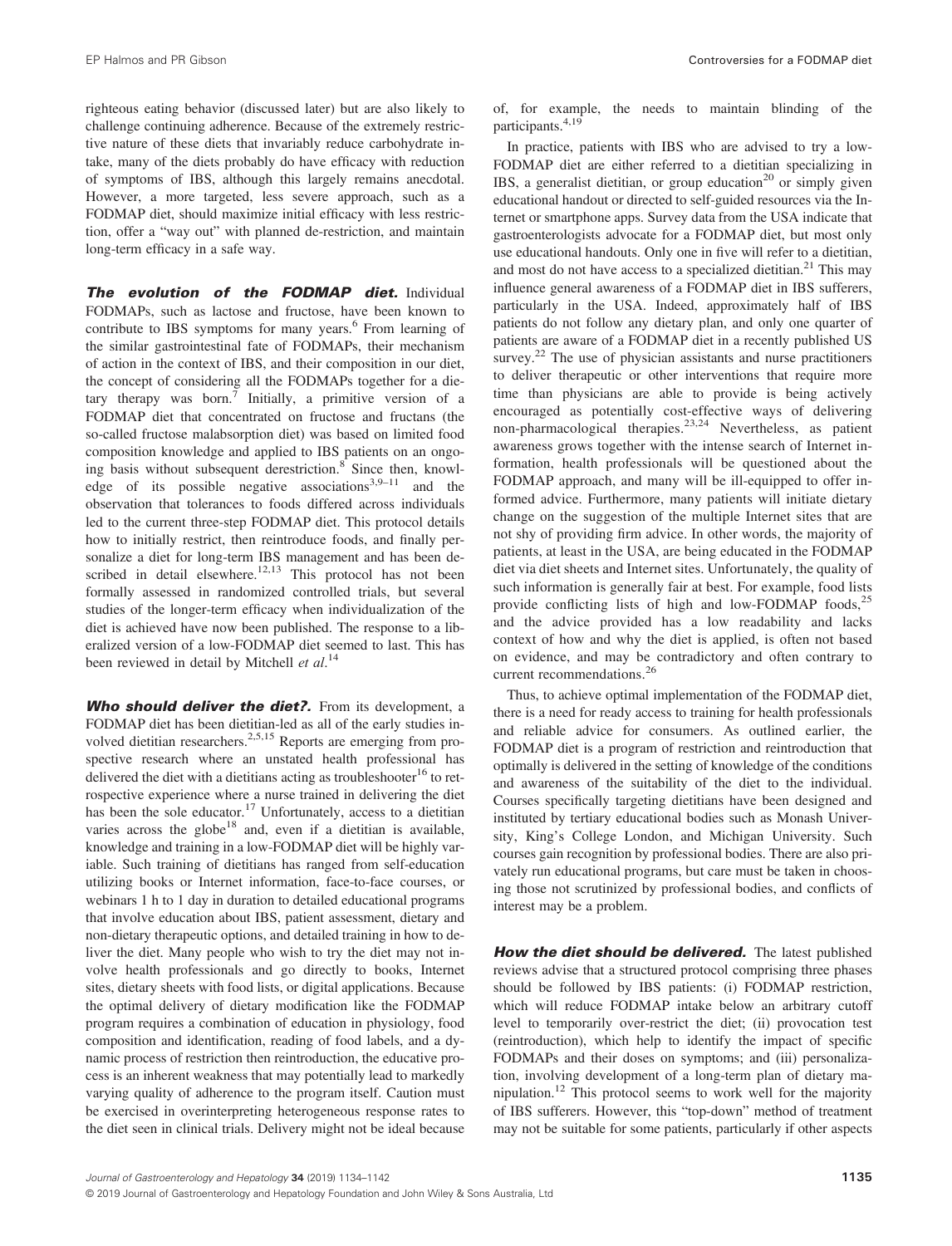righteous eating behavior (discussed later) but are also likely to challenge continuing adherence. Because of the extremely restrictive nature of these diets that invariably reduce carbohydrate intake, many of the diets probably do have efficacy with reduction of symptoms of IBS, although this largely remains anecdotal. However, a more targeted, less severe approach, such as a FODMAP diet, should maximize initial efficacy with less restriction, offer a "way out" with planned de-restriction, and maintain long-term efficacy in a safe way.

***The evolution of the FODMAP diet.*** Individual FODMAPs, such as lactose and fructose, have been known to contribute to IBS symptoms for many years.[6] From learning of the similar gastrointestinal fate of FODMAPs, their mechanism of action in the context of IBS, and their composition in our diet, the concept of considering all the FODMAPs together for a dietary therapy was born.[7] Initially, a primitive version of a FODMAP diet that concentrated on fructose and fructans (the so-called fructose malabsorption diet) was based on limited food composition knowledge and applied to IBS patients on an ongoing basis without subsequent derestriction.[8] Since then, knowledge of its possible negative associations[3,9–11] and the observation that tolerances to foods differed across individuals led to the current three-step FODMAP diet. This protocol details how to initially restrict, then reintroduce foods, and finally personalize a diet for long-term IBS management and has been described in detail elsewhere.[12,13] This protocol has not been formally assessed in randomized controlled trials, but several studies of the longer-term efficacy when individualization of the diet is achieved have now been published. The response to a liberalized version of a low-FODMAP diet seemed to last. This has been reviewed in detail by Mitchell *et al*.[14]

***Who should deliver the diet?.*** From its development, a FODMAP diet has been dietitian-led as all of the early studies involved dietitian researchers.[2,5,15] Reports are emerging from prospective research where an unstated health professional has delivered the diet with a dietitians acting as troubleshooter[16] to retrospective experience where a nurse trained in delivering the diet has been the sole educator.[17] Unfortunately, access to a dietitian varies across the globe[18] and, even if a dietitian is available, knowledge and training in a low-FODMAP diet will be highly variable. Such training of dietitians has ranged from self-education utilizing books or Internet information, face-to-face courses, or webinars 1 h to 1 day in duration to detailed educational programs that involve education about IBS, patient assessment, dietary and non-dietary therapeutic options, and detailed training in how to deliver the diet. Many people who wish to try the diet may not involve health professionals and go directly to books, Internet sites, dietary sheets with food lists, or digital applications. Because the optimal delivery of dietary modification like the FODMAP program requires a combination of education in physiology, food composition and identification, reading of food labels, and a dynamic process of restriction then reintroduction, the educative process is an inherent weakness that may potentially lead to markedly varying quality of adherence to the program itself. Caution must be exercised in overinterpreting heterogeneous response rates to the diet seen in clinical trials. Delivery might not be ideal because of, for example, the needs to maintain blinding of the participants.[4,19]

In practice, patients with IBS who are advised to try a low-FODMAP diet are either referred to a dietitian specializing in IBS, a generalist dietitian, or group education[20] or simply given educational handout or directed to self-guided resources via the Internet or smartphone apps. Survey data from the USA indicate that gastroenterologists advocate for a FODMAP diet, but most only use educational handouts. Only one in five will refer to a dietitian, and most do not have access to a specialized dietitian.[21] This may influence general awareness of a FODMAP diet in IBS sufferers, particularly in the USA. Indeed, approximately half of IBS patients do not follow any dietary plan, and only one quarter of patients are aware of a FODMAP diet in a recently published US survey.[22] The use of physician assistants and nurse practitioners to deliver therapeutic or other interventions that require more time than physicians are able to provide is being actively encouraged as potentially cost-effective ways of delivering non-pharmacological therapies.[23,24] Nevertheless, as patient awareness grows together with the intense search of Internet information, health professionals will be questioned about the FODMAP approach, and many will be ill-equipped to offer informed advice. Furthermore, many patients will initiate dietary change on the suggestion of the multiple Internet sites that are not shy of providing firm advice. In other words, the majority of patients, at least in the USA, are being educated in the FODMAP diet via diet sheets and Internet sites. Unfortunately, the quality of such information is generally fair at best. For example, food lists provide conflicting lists of high and low-FODMAP foods,[25] and the advice provided has a low readability and lacks context of how and why the diet is applied, is often not based on evidence, and may be contradictory and often contrary to current recommendations.[26]

Thus, to achieve optimal implementation of the FODMAP diet, there is a need for ready access to training for health professionals and reliable advice for consumers. As outlined earlier, the FODMAP diet is a program of restriction and reintroduction that optimally is delivered in the setting of knowledge of the conditions and awareness of the suitability of the diet to the individual. Courses specifically targeting dietitians have been designed and instituted by tertiary educational bodies such as Monash University, King's College London, and Michigan University. Such courses gain recognition by professional bodies. There are also privately run educational programs, but care must be taken in choosing those not scrutinized by professional bodies, and conflicts of interest may be a problem.

***How the diet should be delivered.*** The latest published reviews advise that a structured protocol comprising three phases should be followed by IBS patients: (i) FODMAP restriction, which will reduce FODMAP intake below an arbitrary cutoff level to temporarily over-restrict the diet; (ii) provocation test (reintroduction), which help to identify the impact of specific FODMAPs and their doses on symptoms; and (iii) personalization, involving development of a long-term plan of dietary manipulation.[12] This protocol seems to work well for the majority of IBS sufferers. However, this "top-down" method of treatment may not be suitable for some patients, particularly if other aspects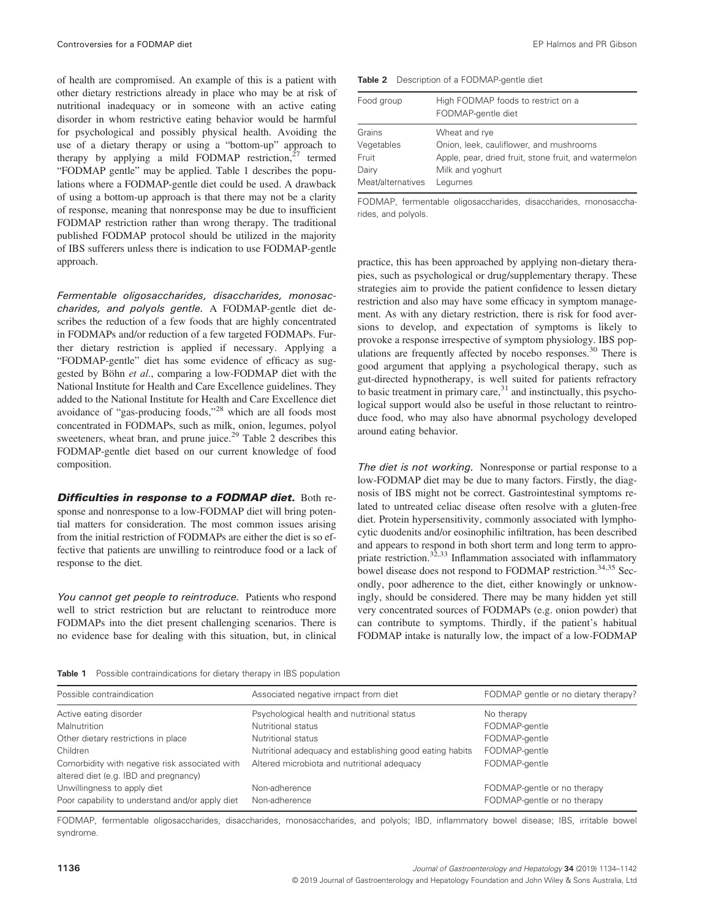of health are compromised. An example of this is a patient with other dietary restrictions already in place who may be at risk of nutritional inadequacy or in someone with an active eating disorder in whom restrictive eating behavior would be harmful for psychological and possibly physical health. Avoiding the use of a dietary therapy or using a "bottom-up" approach to therapy by applying a mild FODMAP restriction,[27] termed "FODMAP gentle" may be applied. Table 1 describes the populations where a FODMAP-gentle diet could be used. A drawback of using a bottom-up approach is that there may not be a clarity of response, meaning that nonresponse may be due to insufficient FODMAP restriction rather than wrong therapy. The traditional published FODMAP protocol should be utilized in the majority of IBS sufferers unless there is indication to use FODMAP-gentle approach.

*Fermentable oligosaccharides, disaccharides, monosaccharides, and polyols gentle.* A FODMAP-gentle diet describes the reduction of a few foods that are highly concentrated in FODMAPs and/or reduction of a few targeted FODMAPs. Further dietary restriction is applied if necessary. Applying a "FODMAP-gentle" diet has some evidence of efficacy as suggested by Böhn *et al*., comparing a low-FODMAP diet with the National Institute for Health and Care Excellence guidelines. They added to the National Institute for Health and Care Excellence diet avoidance of "gas-producing foods,"[28] which are all foods most concentrated in FODMAPs, such as milk, onion, legumes, polyol sweeteners, wheat bran, and prune juice.[29] Table 2 describes this FODMAP-gentle diet based on our current knowledge of food composition.

**Table 2** Description of a FODMAP-gentle diet

| Food group | High FODMAP foods to restrict on a FODMAP-gentle diet |
|---|---|
| Grains | Wheat and rye |
| Vegetables | Onion, leek, cauliflower, and mushrooms |
| Fruit | Apple, pear, dried fruit, stone fruit, and watermelon |
| Dairy | Milk and yoghurt |
| Meat/alternatives | Legumes |

FODMAP, fermentable oligosaccharides, disaccharides, monosaccharides, and polyols.

***Difficulties in response to a FODMAP diet.*** Both response and nonresponse to a low-FODMAP diet will bring potential matters for consideration. The most common issues arising from the initial restriction of FODMAPs are either the diet is so effective that patients are unwilling to reintroduce food or a lack of response to the diet.

*You cannot get people to reintroduce.* Patients who respond well to strict restriction but are reluctant to reintroduce more FODMAPs into the diet present challenging scenarios. There is no evidence base for dealing with this situation, but, in clinical practice, this has been approached by applying non-dietary therapies, such as psychological or drug/supplementary therapy. These strategies aim to provide the patient confidence to lessen dietary restriction and also may have some efficacy in symptom management. As with any dietary restriction, there is risk for food aversions to develop, and expectation of symptoms is likely to provoke a response irrespective of symptom physiology. IBS populations are frequently affected by nocebo responses.[30] There is good argument that applying a psychological therapy, such as gut-directed hypnotherapy, is well suited for patients refractory to basic treatment in primary care,[31] and instinctually, this psychological support would also be useful in those reluctant to reintroduce food, who may also have abnormal psychology developed around eating behavior.

*The diet is not working.* Nonresponse or partial response to a low-FODMAP diet may be due to many factors. Firstly, the diagnosis of IBS might not be correct. Gastrointestinal symptoms related to untreated celiac disease often resolve with a gluten-free diet. Protein hypersensitivity, commonly associated with lymphocytic duodenits and/or eosinophilic infiltration, has been described and appears to respond in both short term and long term to appropriate restriction.[32,33] Inflammation associated with inflammatory bowel disease does not respond to FODMAP restriction.[34,35] Secondly, poor adherence to the diet, either knowingly or unknowingly, should be considered. There may be many hidden yet still very concentrated sources of FODMAPs (e.g. onion powder) that can contribute to symptoms. Thirdly, if the patient's habitual FODMAP intake is naturally low, the impact of a low-FODMAP

**Table 1** Possible contraindications for dietary therapy in IBS population

| Possible contraindication | Associated negative impact from diet | FODMAP gentle or no dietary therapy? |
|---|---|---|
| Active eating disorder | Psychological health and nutritional status | No therapy |
| Malnutrition | Nutritional status | FODMAP-gentle |
| Other dietary restrictions in place | Nutritional status | FODMAP-gentle |
| Children | Nutritional adequacy and establishing good eating habits | FODMAP-gentle |
| Comorbidity with negative risk associated with altered diet (e.g. IBD and pregnancy) | Altered microbiota and nutritional adequacy | FODMAP-gentle |
| Unwillingness to apply diet | Non-adherence | FODMAP-gentle or no therapy |
| Poor capability to understand and/or apply diet | Non-adherence | FODMAP-gentle or no therapy |

FODMAP, fermentable oligosaccharides, disaccharides, monosaccharides, and polyols; IBD, inflammatory bowel disease; IBS, irritable bowel syndrome.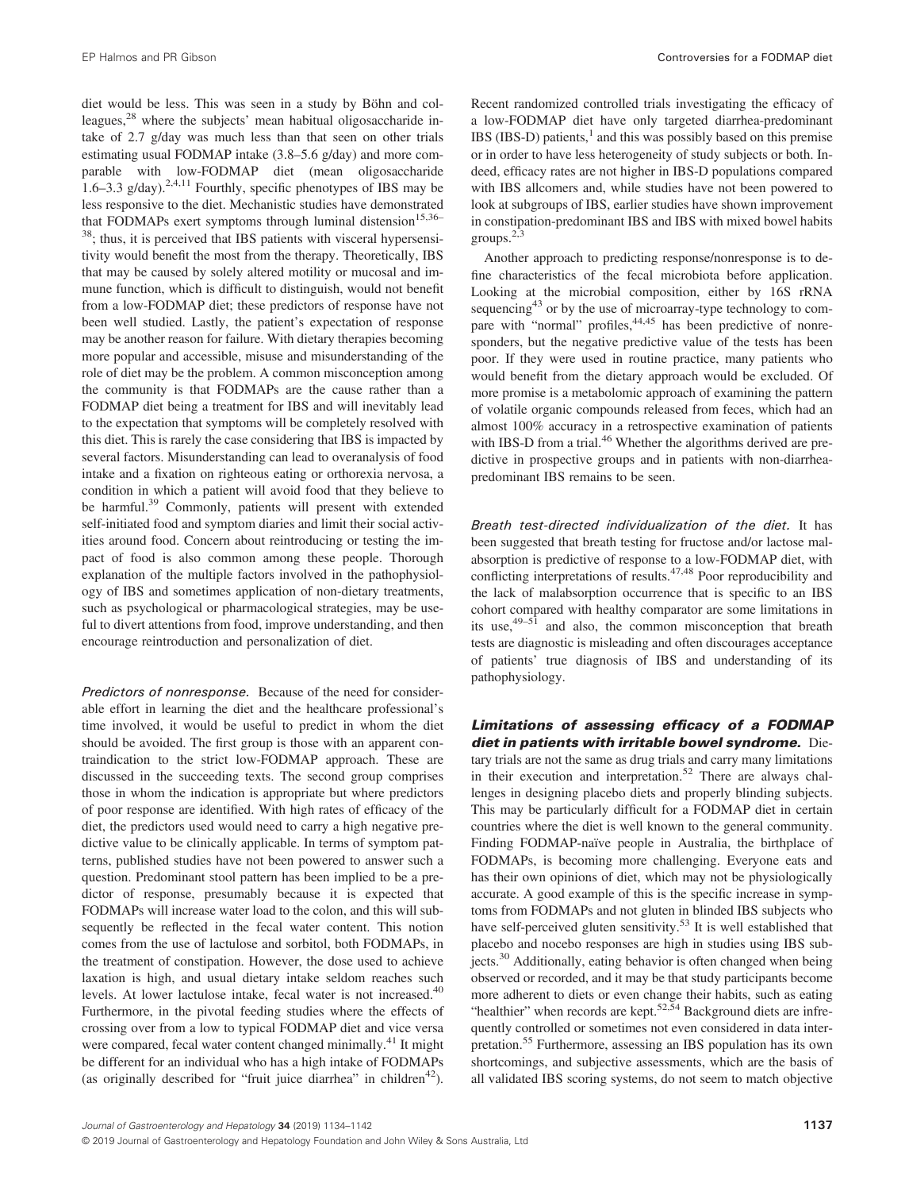diet would be less. This was seen in a study by Böhn and colleagues,[28] where the subjects' mean habitual oligosaccharide intake of 2.7 g/day was much less than that seen on other trials estimating usual FODMAP intake (3.8–5.6 g/day) and more comparable with low-FODMAP diet (mean oligosaccharide 1.6–3.3 g/day).[2,4,11] Fourthly, specific phenotypes of IBS may be less responsive to the diet. Mechanistic studies have demonstrated that FODMAPs exert symptoms through luminal distension[15,36–38]; thus, it is perceived that IBS patients with visceral hypersensitivity would benefit the most from the therapy. Theoretically, IBS that may be caused by solely altered motility or mucosal and immune function, which is difficult to distinguish, would not benefit from a low-FODMAP diet; these predictors of response have not been well studied. Lastly, the patient's expectation of response may be another reason for failure. With dietary therapies becoming more popular and accessible, misuse and misunderstanding of the role of diet may be the problem. A common misconception among the community is that FODMAPs are the cause rather than a FODMAP diet being a treatment for IBS and will inevitably lead to the expectation that symptoms will be completely resolved with this diet. This is rarely the case considering that IBS is impacted by several factors. Misunderstanding can lead to overanalysis of food intake and a fixation on righteous eating or orthorexia nervosa, a condition in which a patient will avoid food that they believe to be harmful.[39] Commonly, patients will present with extended self-initiated food and symptom diaries and limit their social activities around food. Concern about reintroducing or testing the impact of food is also common among these people. Thorough explanation of the multiple factors involved in the pathophysiology of IBS and sometimes application of non-dietary treatments, such as psychological or pharmacological strategies, may be useful to divert attentions from food, improve understanding, and then encourage reintroduction and personalization of diet.

*Predictors of nonresponse.* Because of the need for considerable effort in learning the diet and the healthcare professional's time involved, it would be useful to predict in whom the diet should be avoided. The first group is those with an apparent contraindication to the strict low-FODMAP approach. These are discussed in the succeeding texts. The second group comprises those in whom the indication is appropriate but where predictors of poor response are identified. With high rates of efficacy of the diet, the predictors used would need to carry a high negative predictive value to be clinically applicable. In terms of symptom patterns, published studies have not been powered to answer such a question. Predominant stool pattern has been implied to be a predictor of response, presumably because it is expected that FODMAPs will increase water load to the colon, and this will subsequently be reflected in the fecal water content. This notion comes from the use of lactulose and sorbitol, both FODMAPs, in the treatment of constipation. However, the dose used to achieve laxation is high, and usual dietary intake seldom reaches such levels. At lower lactulose intake, fecal water is not increased.[40] Furthermore, in the pivotal feeding studies where the effects of crossing over from a low to typical FODMAP diet and vice versa were compared, fecal water content changed minimally.[41] It might be different for an individual who has a high intake of FODMAPs (as originally described for "fruit juice diarrhea" in children[42]).

Recent randomized controlled trials investigating the efficacy of a low-FODMAP diet have only targeted diarrhea-predominant IBS (IBS-D) patients,[1] and this was possibly based on this premise or in order to have less heterogeneity of study subjects or both. Indeed, efficacy rates are not higher in IBS-D populations compared with IBS allcomers and, while studies have not been powered to look at subgroups of IBS, earlier studies have shown improvement in constipation-predominant IBS and IBS with mixed bowel habits groups.[2,3]

Another approach to predicting response/nonresponse is to define characteristics of the fecal microbiota before application. Looking at the microbial composition, either by 16S rRNA sequencing[43] or by the use of microarray-type technology to compare with "normal" profiles,[44,45] has been predictive of nonresponders, but the negative predictive value of the tests has been poor. If they were used in routine practice, many patients who would benefit from the dietary approach would be excluded. Of more promise is a metabolomic approach of examining the pattern of volatile organic compounds released from feces, which had an almost 100% accuracy in a retrospective examination of patients with IBS-D from a trial.[46] Whether the algorithms derived are predictive in prospective groups and in patients with non-diarrhea-predominant IBS remains to be seen.

*Breath test-directed individualization of the diet.* It has been suggested that breath testing for fructose and/or lactose malabsorption is predictive of response to a low-FODMAP diet, with conflicting interpretations of results.[47,48] Poor reproducibility and the lack of malabsorption occurrence that is specific to an IBS cohort compared with healthy comparator are some limitations in its use,[49–51] and also, the common misconception that breath tests are diagnostic is misleading and often discourages acceptance of patients' true diagnosis of IBS and understanding of its pathophysiology.

***Limitations of assessing efficacy of a FODMAP diet in patients with irritable bowel syndrome.*** Dietary trials are not the same as drug trials and carry many limitations in their execution and interpretation.[52] There are always challenges in designing placebo diets and properly blinding subjects. This may be particularly difficult for a FODMAP diet in certain countries where the diet is well known to the general community. Finding FODMAP-naïve people in Australia, the birthplace of FODMAPs, is becoming more challenging. Everyone eats and has their own opinions of diet, which may not be physiologically accurate. A good example of this is the specific increase in symptoms from FODMAPs and not gluten in blinded IBS subjects who have self-perceived gluten sensitivity.[53] It is well established that placebo and nocebo responses are high in studies using IBS subjects.[30] Additionally, eating behavior is often changed when being observed or recorded, and it may be that study participants become more adherent to diets or even change their habits, such as eating "healthier" when records are kept.[52,54] Background diets are infrequently controlled or sometimes not even considered in data interpretation.[55] Furthermore, assessing an IBS population has its own shortcomings, and subjective assessments, which are the basis of all validated IBS scoring systems, do not seem to match objective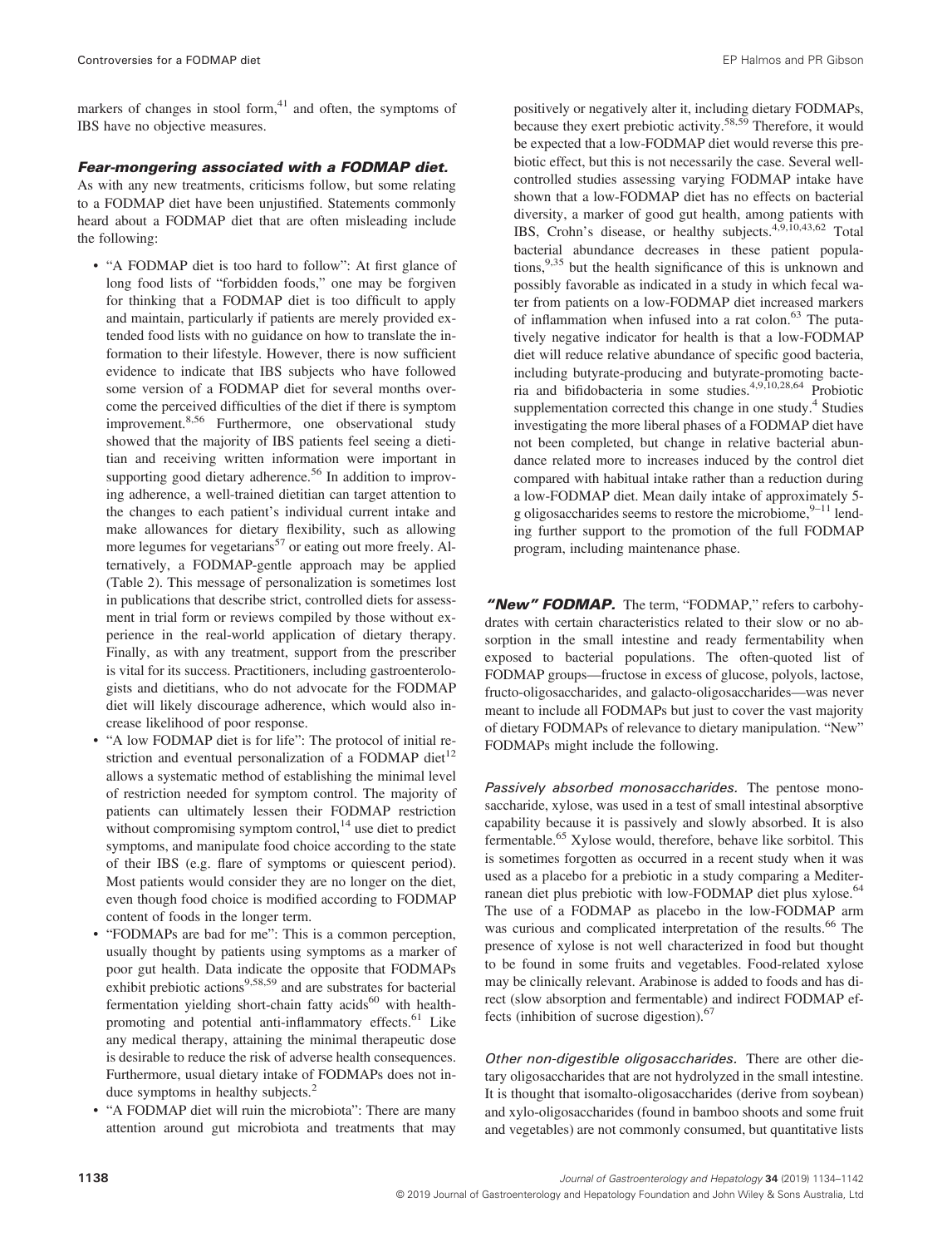markers of changes in stool form,[41] and often, the symptoms of IBS have no objective measures.

#### *Fear-mongering associated with a FODMAP diet.*

As with any new treatments, criticisms follow, but some relating to a FODMAP diet have been unjustified. Statements commonly heard about a FODMAP diet that are often misleading include the following:

- "A FODMAP diet is too hard to follow": At first glance of long food lists of "forbidden foods," one may be forgiven for thinking that a FODMAP diet is too difficult to apply and maintain, particularly if patients are merely provided extended food lists with no guidance on how to translate the information to their lifestyle. However, there is now sufficient evidence to indicate that IBS subjects who have followed some version of a FODMAP diet for several months overcome the perceived difficulties of the diet if there is symptom improvement.[8,56] Furthermore, one observational study showed that the majority of IBS patients feel seeing a dietitian and receiving written information were important in supporting good dietary adherence.[56] In addition to improving adherence, a well-trained dietitian can target attention to the changes to each patient's individual current intake and make allowances for dietary flexibility, such as allowing more legumes for vegetarians[57] or eating out more freely. Alternatively, a FODMAP-gentle approach may be applied (Table 2). This message of personalization is sometimes lost in publications that describe strict, controlled diets for assessment in trial form or reviews compiled by those without experience in the real-world application of dietary therapy. Finally, as with any treatment, support from the prescriber is vital for its success. Practitioners, including gastroenterologists and dietitians, who do not advocate for the FODMAP diet will likely discourage adherence, which would also increase likelihood of poor response.
- "A low FODMAP diet is for life": The protocol of initial restriction and eventual personalization of a FODMAP diet[12] allows a systematic method of establishing the minimal level of restriction needed for symptom control. The majority of patients can ultimately lessen their FODMAP restriction without compromising symptom control,[14] use diet to predict symptoms, and manipulate food choice according to the state of their IBS (e.g. flare of symptoms or quiescent period). Most patients would consider they are no longer on the diet, even though food choice is modified according to FODMAP content of foods in the longer term.
- "FODMAPs are bad for me": This is a common perception, usually thought by patients using symptoms as a marker of poor gut health. Data indicate the opposite that FODMAPs exhibit prebiotic actions[9,58,59] and are substrates for bacterial fermentation yielding short-chain fatty acids[60] with health-promoting and potential anti-inflammatory effects.[61] Like any medical therapy, attaining the minimal therapeutic dose is desirable to reduce the risk of adverse health consequences. Furthermore, usual dietary intake of FODMAPs does not induce symptoms in healthy subjects.[2]
- "A FODMAP diet will ruin the microbiota": There are many attention around gut microbiota and treatments that may positively or negatively alter it, including dietary FODMAPs, because they exert prebiotic activity.[58,59] Therefore, it would be expected that a low-FODMAP diet would reverse this prebiotic effect, but this is not necessarily the case. Several well-controlled studies assessing varying FODMAP intake have shown that a low-FODMAP diet has no effects on bacterial diversity, a marker of good gut health, among patients with IBS, Crohn's disease, or healthy subjects.[4,9,10,43,62] Total bacterial abundance decreases in these patient populations,[9,35] but the health significance of this is unknown and possibly favorable as indicated in a study in which fecal water from patients on a low-FODMAP diet increased markers of inflammation when infused into a rat colon.[63] The putatively negative indicator for health is that a low-FODMAP diet will reduce relative abundance of specific good bacteria, including butyrate-producing and butyrate-promoting bacteria and bifidobacteria in some studies.[4,9,10,28,64] Probiotic supplementation corrected this change in one study.[4] Studies investigating the more liberal phases of a FODMAP diet have not been completed, but change in relative bacterial abundance related more to increases induced by the control diet compared with habitual intake rather than a reduction during a low-FODMAP diet. Mean daily intake of approximately 5-g oligosaccharides seems to restore the microbiome,[9–11] lending further support to the promotion of the full FODMAP program, including maintenance phase.

#### *"New" FODMAP.*

The term, "FODMAP," refers to carbohydrates with certain characteristics related to their slow or no absorption in the small intestine and ready fermentability when exposed to bacterial populations. The often-quoted list of FODMAP groups—fructose in excess of glucose, polyols, lactose, fructo-oligosaccharides, and galacto-oligosaccharides—was never meant to include all FODMAPs but just to cover the vast majority of dietary FODMAPs of relevance to dietary manipulation. "New" FODMAPs might include the following.

##### *Passively absorbed monosaccharides.*

The pentose monosaccharide, xylose, was used in a test of small intestinal absorptive capability because it is passively and slowly absorbed. It is also fermentable.[65] Xylose would, therefore, behave like sorbitol. This is sometimes forgotten as occurred in a recent study when it was used as a placebo for a prebiotic in a study comparing a Mediterranean diet plus prebiotic with low-FODMAP diet plus xylose.[64] The use of a FODMAP as placebo in the low-FODMAP arm was curious and complicated interpretation of the results.[66] The presence of xylose is not well characterized in food but thought to be found in some fruits and vegetables. Food-related xylose may be clinically relevant. Arabinose is added to foods and has direct (slow absorption and fermentable) and indirect FODMAP effects (inhibition of sucrose digestion).[67]

##### *Other non-digestible oligosaccharides.*

There are other dietary oligosaccharides that are not hydrolyzed in the small intestine. It is thought that isomalto-oligosaccharides (derive from soybean) and xylo-oligosaccharides (found in bamboo shoots and some fruit and vegetables) are not commonly consumed, but quantitative lists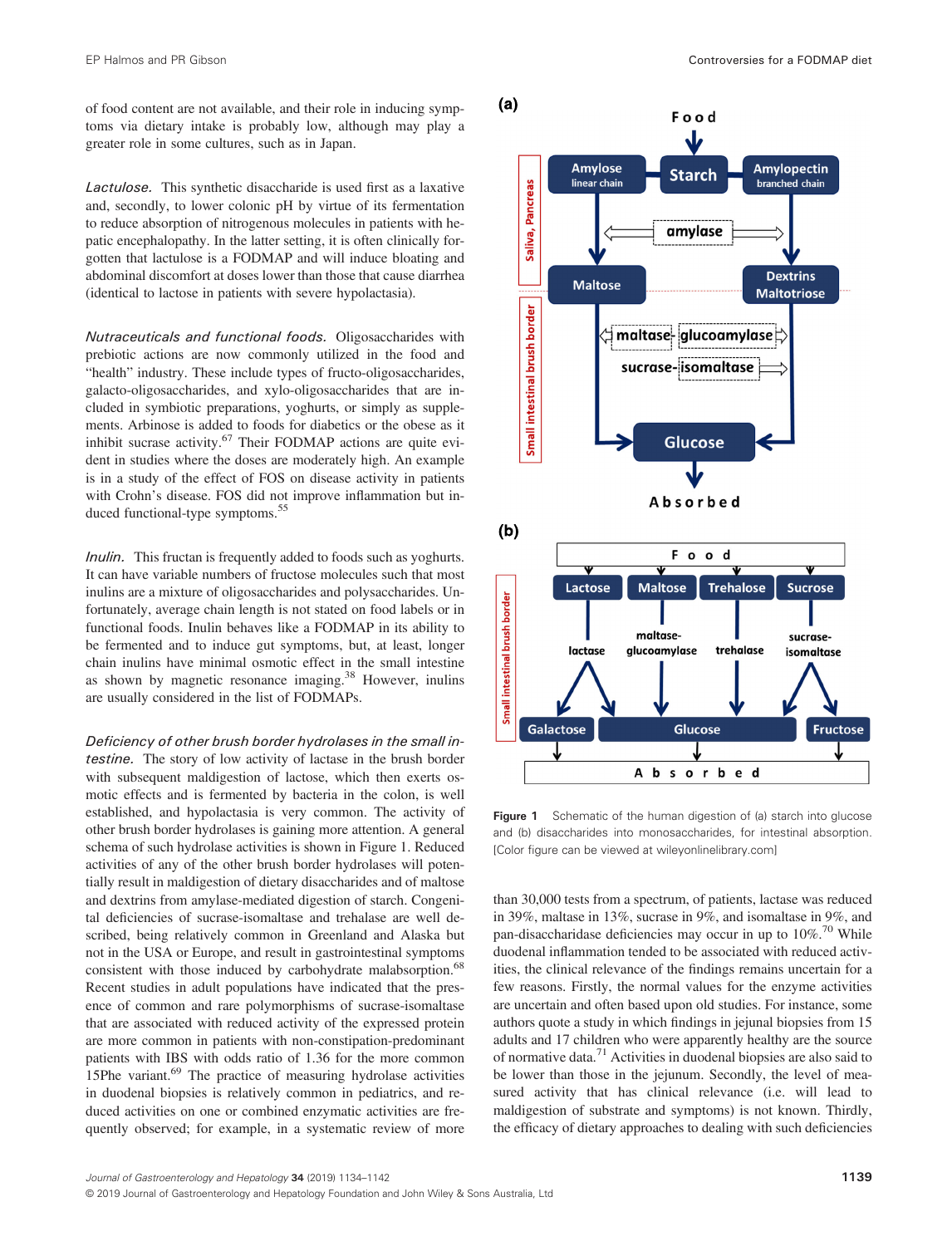of food content are not available, and their role in inducing symptoms via dietary intake is probably low, although may play a greater role in some cultures, such as in Japan.

*Lactulose.* This synthetic disaccharide is used first as a laxative and, secondly, to lower colonic pH by virtue of its fermentation to reduce absorption of nitrogenous molecules in patients with hepatic encephalopathy. In the latter setting, it is often clinically forgotten that lactulose is a FODMAP and will induce bloating and abdominal discomfort at doses lower than those that cause diarrhea (identical to lactose in patients with severe hypolactasia).

*Nutraceuticals and functional foods.* Oligosaccharides with prebiotic actions are now commonly utilized in the food and "health" industry. These include types of fructo-oligosaccharides, galacto-oligosaccharides, and xylo-oligosaccharides that are included in symbiotic preparations, yoghurts, or simply as supplements. Arbinose is added to foods for diabetics or the obese as it inhibit sucrase activity.[67] Their FODMAP actions are quite evident in studies where the doses are moderately high. An example is in a study of the effect of FOS on disease activity in patients with Crohn's disease. FOS did not improve inflammation but induced functional-type symptoms.[55]

*Inulin.* This fructan is frequently added to foods such as yoghurts. It can have variable numbers of fructose molecules such that most inulins are a mixture of oligosaccharides and polysaccharides. Unfortunately, average chain length is not stated on food labels or in functional foods. Inulin behaves like a FODMAP in its ability to be fermented and to induce gut symptoms, but, at least, longer chain inulins have minimal osmotic effect in the small intestine as shown by magnetic resonance imaging.[38] However, inulins are usually considered in the list of FODMAPs.

*Deficiency of other brush border hydrolases in the small intestine.* The story of low activity of lactase in the brush border with subsequent maldigestion of lactose, which then exerts osmotic effects and is fermented by bacteria in the colon, is well established, and hypolactasia is very common. The activity of other brush border hydrolases is gaining more attention. A general schema of such hydrolase activities is shown in Figure 1. Reduced activities of any of the other brush border hydrolases will potentially result in maldigestion of dietary disaccharides and of maltose and dextrins from amylase-mediated digestion of starch. Congenital deficiencies of sucrase-isomaltase and trehalase are well described, being relatively common in Greenland and Alaska but not in the USA or Europe, and result in gastrointestinal symptoms consistent with those induced by carbohydrate malabsorption.[68] Recent studies in adult populations have indicated that the presence of common and rare polymorphisms of sucrase-isomaltase that are associated with reduced activity of the expressed protein are more common in patients with non-constipation-predominant patients with IBS with odds ratio of 1.36 for the more common 15Phe variant.[69] The practice of measuring hydrolase activities in duodenal biopsies is relatively common in pediatrics, and reduced activities on one or combined enzymatic activities are frequently observed; for example, in a systematic review of more

Figure 1 Schematic of the human digestion of (a) starch into glucose and (b) disaccharides into monosaccharides, for intestinal absorption. [Color figure can be viewed at wileyonlinelibrary.com]

than 30,000 tests from a spectrum, of patients, lactase was reduced in 39%, maltase in 13%, sucrase in 9%, and isomaltase in 9%, and pan-disaccharidase deficiencies may occur in up to 10%.[70] While duodenal inflammation tended to be associated with reduced activities, the clinical relevance of the findings remains uncertain for a few reasons. Firstly, the normal values for the enzyme activities are uncertain and often based upon old studies. For instance, some authors quote a study in which findings in jejunal biopsies from 15 adults and 17 children who were apparently healthy are the source of normative data.[71] Activities in duodenal biopsies are also said to be lower than those in the jejunum. Secondly, the level of measured activity that has clinical relevance (i.e. will lead to maldigestion of substrate and symptoms) is not known. Thirdly, the efficacy of dietary approaches to dealing with such deficiencies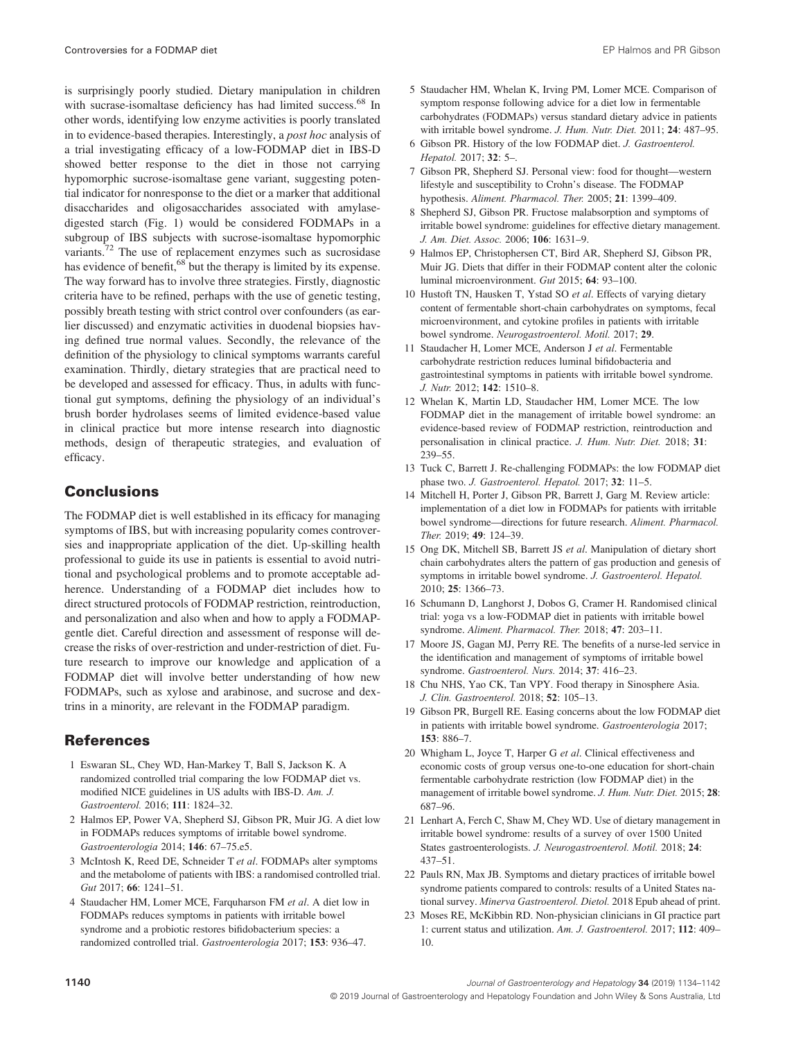is surprisingly poorly studied. Dietary manipulation in children with sucrase-isomaltase deficiency has had limited success.[68] In other words, identifying low enzyme activities is poorly translated in to evidence-based therapies. Interestingly, a *post hoc* analysis of a trial investigating efficacy of a low-FODMAP diet in IBS-D showed better response to the diet in those not carrying hypomorphic sucrose-isomaltase gene variant, suggesting potential indicator for nonresponse to the diet or a marker that additional disaccharides and oligosaccharides associated with amylase-digested starch (Fig. 1) would be considered FODMAPs in a subgroup of IBS subjects with sucrose-isomaltase hypomorphic variants.[72] The use of replacement enzymes such as sucrosidase has evidence of benefit,[68] but the therapy is limited by its expense. The way forward has to involve three strategies. Firstly, diagnostic criteria have to be refined, perhaps with the use of genetic testing, possibly breath testing with strict control over confounders (as earlier discussed) and enzymatic activities in duodenal biopsies having defined true normal values. Secondly, the relevance of the definition of the physiology to clinical symptoms warrants careful examination. Thirdly, dietary strategies that are practical need to be developed and assessed for efficacy. Thus, in adults with functional gut symptoms, defining the physiology of an individual's brush border hydrolases seems of limited evidence-based value in clinical practice but more intense research into diagnostic methods, design of therapeutic strategies, and evaluation of efficacy.

## Conclusions

The FODMAP diet is well established in its efficacy for managing symptoms of IBS, but with increasing popularity comes controversies and inappropriate application of the diet. Up-skilling health professional to guide its use in patients is essential to avoid nutritional and psychological problems and to promote acceptable adherence. Understanding of a FODMAP diet includes how to direct structured protocols of FODMAP restriction, reintroduction, and personalization and also when and how to apply a FODMAP-gentle diet. Careful direction and assessment of response will decrease the risks of over-restriction and under-restriction of diet. Future research to improve our knowledge and application of a FODMAP diet will involve better understanding of how new FODMAPs, such as xylose and arabinose, and sucrose and dextrins in a minority, are relevant in the FODMAP paradigm.

## References

1 Eswaran SL, Chey WD, Han-Markey T, Ball S, Jackson K. A randomized controlled trial comparing the low FODMAP diet vs. modified NICE guidelines in US adults with IBS-D. *Am. J. Gastroenterol.* 2016; **111**: 1824–32.

2 Halmos EP, Power VA, Shepherd SJ, Gibson PR, Muir JG. A diet low in FODMAPs reduces symptoms of irritable bowel syndrome. *Gastroenterologia* 2014; **146**: 67–75.e5.

3 McIntosh K, Reed DE, Schneider T *et al*. FODMAPs alter symptoms and the metabolome of patients with IBS: a randomised controlled trial. *Gut* 2017; **66**: 1241–51.

4 Staudacher HM, Lomer MCE, Farquharson FM *et al*. A diet low in FODMAPs reduces symptoms in patients with irritable bowel syndrome and a probiotic restores bifidobacterium species: a randomized controlled trial. *Gastroenterologia* 2017; **153**: 936–47.

5 Staudacher HM, Whelan K, Irving PM, Lomer MCE. Comparison of symptom response following advice for a diet low in fermentable carbohydrates (FODMAPs) versus standard dietary advice in patients with irritable bowel syndrome. *J. Hum. Nutr. Diet.* 2011; **24**: 487–95.

6 Gibson PR. History of the low FODMAP diet. *J. Gastroenterol. Hepatol.* 2017; **32**: 5–.

7 Gibson PR, Shepherd SJ. Personal view: food for thought—western lifestyle and susceptibility to Crohn's disease. The FODMAP hypothesis. *Aliment. Pharmacol. Ther.* 2005; **21**: 1399–409.

8 Shepherd SJ, Gibson PR. Fructose malabsorption and symptoms of irritable bowel syndrome: guidelines for effective dietary management. *J. Am. Diet. Assoc.* 2006; **106**: 1631–9.

9 Halmos EP, Christophersen CT, Bird AR, Shepherd SJ, Gibson PR, Muir JG. Diets that differ in their FODMAP content alter the colonic luminal microenvironment. *Gut* 2015; **64**: 93–100.

10 Hustoft TN, Hausken T, Ystad SO *et al*. Effects of varying dietary content of fermentable short-chain carbohydrates on symptoms, fecal microenvironment, and cytokine profiles in patients with irritable bowel syndrome. *Neurogastroenterol. Motil.* 2017; **29**.

11 Staudacher H, Lomer MCE, Anderson J *et al*. Fermentable carbohydrate restriction reduces luminal bifidobacteria and gastrointestinal symptoms in patients with irritable bowel syndrome. *J. Nutr.* 2012; **142**: 1510–8.

12 Whelan K, Martin LD, Staudacher HM, Lomer MCE. The low FODMAP diet in the management of irritable bowel syndrome: an evidence-based review of FODMAP restriction, reintroduction and personalisation in clinical practice. *J. Hum. Nutr. Diet.* 2018; **31**: 239–55.

13 Tuck C, Barrett J. Re-challenging FODMAPs: the low FODMAP diet phase two. *J. Gastroenterol. Hepatol.* 2017; **32**: 11–5.

14 Mitchell H, Porter J, Gibson PR, Barrett J, Garg M. Review article: implementation of a diet low in FODMAPs for patients with irritable bowel syndrome—directions for future research. *Aliment. Pharmacol. Ther.* 2019; **49**: 124–39.

15 Ong DK, Mitchell SB, Barrett JS *et al*. Manipulation of dietary short chain carbohydrates alters the pattern of gas production and genesis of symptoms in irritable bowel syndrome. *J. Gastroenterol. Hepatol.* 2010; **25**: 1366–73.

16 Schumann D, Langhorst J, Dobos G, Cramer H. Randomised clinical trial: yoga vs a low-FODMAP diet in patients with irritable bowel syndrome. *Aliment. Pharmacol. Ther.* 2018; **47**: 203–11.

17 Moore JS, Gagan MJ, Perry RE. The benefits of a nurse-led service in the identification and management of symptoms of irritable bowel syndrome. *Gastroenterol. Nurs.* 2014; **37**: 416–23.

18 Chu NHS, Yao CK, Tan VPY. Food therapy in Sinosphere Asia. *J. Clin. Gastroenterol.* 2018; **52**: 105–13.

19 Gibson PR, Burgell RE. Easing concerns about the low FODMAP diet in patients with irritable bowel syndrome. *Gastroenterologia* 2017; **153**: 886–7.

20 Whigham L, Joyce T, Harper G *et al*. Clinical effectiveness and economic costs of group versus one-to-one education for short-chain fermentable carbohydrate restriction (low FODMAP diet) in the management of irritable bowel syndrome. *J. Hum. Nutr. Diet.* 2015; **28**: 687–96.

21 Lenhart A, Ferch C, Shaw M, Chey WD. Use of dietary management in irritable bowel syndrome: results of a survey of over 1500 United States gastroenterologists. *J. Neurogastroenterol. Motil.* 2018; **24**: 437–51.

22 Pauls RN, Max JB. Symptoms and dietary practices of irritable bowel syndrome patients compared to controls: results of a United States national survey. *Minerva Gastroenterol. Dietol.* 2018 Epub ahead of print.

23 Moses RE, McKibbin RD. Non-physician clinicians in GI practice part 1: current status and utilization. *Am. J. Gastroenterol.* 2017; **112**: 409–10.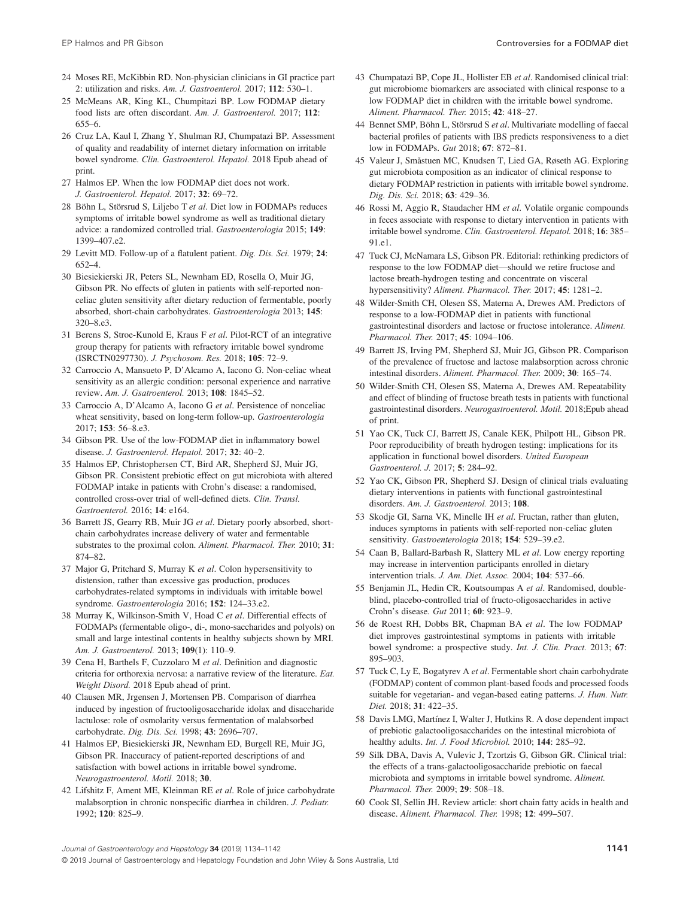24 Moses RE, McKibbin RD. Non-physician clinicians in GI practice part 2: utilization and risks. *Am. J. Gastroenterol.* 2017; **112**: 530–1.

25 McMeans AR, King KL, Chumpitazi BP. Low FODMAP dietary food lists are often discordant. *Am. J. Gastroenterol.* 2017; **112**: 655–6.

26 Cruz LA, Kaul I, Zhang Y, Shulman RJ, Chumpatazi BP. Assessment of quality and readability of internet dietary information on irritable bowel syndrome. *Clin. Gastroenterol. Hepatol.* 2018 Epub ahead of print.

27 Halmos EP. When the low FODMAP diet does not work. *J. Gastroenterol. Hepatol.* 2017; **32**: 69–72.

28 Böhn L, Störsrud S, Liljebo T *et al*. Diet low in FODMAPs reduces symptoms of irritable bowel syndrome as well as traditional dietary advice: a randomized controlled trial. *Gastroenterologia* 2015; **149**: 1399–407.e2.

29 Levitt MD. Follow-up of a flatulent patient. *Dig. Dis. Sci.* 1979; **24**: 652–4.

30 Biesiekierski JR, Peters SL, Newnham ED, Rosella O, Muir JG, Gibson PR. No effects of gluten in patients with self-reported non-celiac gluten sensitivity after dietary reduction of fermentable, poorly absorbed, short-chain carbohydrates. *Gastroenterologia* 2013; **145**: 320–8.e3.

31 Berens S, Stroe-Kunold E, Kraus F *et al*. Pilot-RCT of an integrative group therapy for patients with refractory irritable bowel syndrome (ISRCTN0297730). *J. Psychosom. Res.* 2018; **105**: 72–9.

32 Carroccio A, Mansueto P, D'Alcamo A, Iacono G. Non-celiac wheat sensitivity as an allergic condition: personal experience and narrative review. *Am. J. Gsatroenterol.* 2013; **108**: 1845–52.

33 Carroccio A, D'Alcamo A, Iacono G *et al*. Persistence of nonceliac wheat sensitivity, based on long-term follow-up. *Gastroenterologia* 2017; **153**: 56–8.e3.

34 Gibson PR. Use of the low-FODMAP diet in inflammatory bowel disease. *J. Gastroenterol. Hepatol.* 2017; **32**: 40–2.

35 Halmos EP, Christophersen CT, Bird AR, Shepherd SJ, Muir JG, Gibson PR. Consistent prebiotic effect on gut microbiota with altered FODMAP intake in patients with Crohn's disease: a randomised, controlled cross-over trial of well-defined diets. *Clin. Transl. Gastroenterol.* 2016; **14**: e164.

36 Barrett JS, Gearry RB, Muir JG *et al*. Dietary poorly absorbed, short-chain carbohydrates increase delivery of water and fermentable substrates to the proximal colon. *Aliment. Pharmacol. Ther.* 2010; **31**: 874–82.

37 Major G, Pritchard S, Murray K *et al*. Colon hypersensitivity to distension, rather than excessive gas production, produces carbohydrates-related symptoms in individuals with irritable bowel syndrome. *Gastroenterologia* 2016; **152**: 124–33.e2.

38 Murray K, Wilkinson-Smith V, Hoad C *et al*. Differential effects of FODMAPs (fermentable oligo-, di-, mono-saccharides and polyols) on small and large intestinal contents in healthy subjects shown by MRI. *Am. J. Gastroenterol.* 2013; **109**(1): 110–9.

39 Cena H, Barthels F, Cuzzolaro M *et al*. Definition and diagnostic criteria for orthorexia nervosa: a narrative review of the literature. *Eat. Weight Disord.* 2018 Epub ahead of print.

40 Clausen MR, Jrgensen J, Mortensen PB. Comparison of diarrhea induced by ingestion of fructooligosaccharide idolax and disaccharide lactulose: role of osmolarity versus fermentation of malabsorbed carbohydrate. *Dig. Dis. Sci.* 1998; **43**: 2696–707.

41 Halmos EP, Biesiekierski JR, Newnham ED, Burgell RE, Muir JG, Gibson PR. Inaccuracy of patient-reported descriptions of and satisfaction with bowel actions in irritable bowel syndrome. *Neurogastroenterol. Motil.* 2018; **30**.

42 Lifshitz F, Ament ME, Kleinman RE *et al*. Role of juice carbohydrate malabsorption in chronic nonspecific diarrhea in children. *J. Pediatr.* 1992; **120**: 825–9.

43 Chumpatazi BP, Cope JL, Hollister EB *et al*. Randomised clinical trial: gut microbiome biomarkers are associated with clinical response to a low FODMAP diet in children with the irritable bowel syndrome. *Aliment. Pharmacol. Ther.* 2015; **42**: 418–27.

44 Bennet SMP, Böhn L, Störsrud S *et al*. Multivariate modelling of faecal bacterial profiles of patients with IBS predicts responsiveness to a diet low in FODMAPs. *Gut* 2018; **67**: 872–81.

45 Valeur J, Småstuen MC, Knudsen T, Lied GA, Røseth AG. Exploring gut microbiota composition as an indicator of clinical response to dietary FODMAP restriction in patients with irritable bowel syndrome. *Dig. Dis. Sci.* 2018; **63**: 429–36.

46 Rossi M, Aggio R, Staudacher HM *et al*. Volatile organic compounds in feces associate with response to dietary intervention in patients with irritable bowel syndrome. *Clin. Gastroenterol. Hepatol.* 2018; **16**: 385–91.e1.

47 Tuck CJ, McNamara LS, Gibson PR. Editorial: rethinking predictors of response to the low FODMAP diet—should we retire fructose and lactose breath-hydrogen testing and concentrate on visceral hypersensitivity? *Aliment. Pharmacol. Ther.* 2017; **45**: 1281–2.

48 Wilder-Smith CH, Olesen SS, Materna A, Drewes AM. Predictors of response to a low-FODMAP diet in patients with functional gastrointestinal disorders and lactose or fructose intolerance. *Aliment. Pharmacol. Ther.* 2017; **45**: 1094–106.

49 Barrett JS, Irving PM, Shepherd SJ, Muir JG, Gibson PR. Comparison of the prevalence of fructose and lactose malabsorption across chronic intestinal disorders. *Aliment. Pharmacol. Ther.* 2009; **30**: 165–74.

50 Wilder-Smith CH, Olesen SS, Materna A, Drewes AM. Repeatability and effect of blinding of fructose breath tests in patients with functional gastrointestinal disorders. *Neurogastroenterol. Motil.* 2018;Epub ahead of print.

51 Yao CK, Tuck CJ, Barrett JS, Canale KEK, Philpott HL, Gibson PR. Poor reproducibility of breath hydrogen testing: implications for its application in functional bowel disorders. *United European Gastroenterol. J.* 2017; **5**: 284–92.

52 Yao CK, Gibson PR, Shepherd SJ. Design of clinical trials evaluating dietary interventions in patients with functional gastrointestinal disorders. *Am. J. Gastroenterol.* 2013; **108**.

53 Skodje GI, Sarna VK, Minelle IH *et al*. Fructan, rather than gluten, induces symptoms in patients with self-reported non-celiac gluten sensitivity. *Gastroenterologia* 2018; **154**: 529–39.e2.

54 Caan B, Ballard-Barbash R, Slattery ML *et al*. Low energy reporting may increase in intervention participants enrolled in dietary intervention trials. *J. Am. Diet. Assoc.* 2004; **104**: 537–66.

55 Benjamin JL, Hedin CR, Koutsoumpas A *et al*. Randomised, double-blind, placebo-controlled trial of fructo-oligosaccharides in active Crohn's disease. *Gut* 2011; **60**: 923–9.

56 de Roest RH, Dobbs BR, Chapman BA *et al*. The low FODMAP diet improves gastrointestinal symptoms in patients with irritable bowel syndrome: a prospective study. *Int. J. Clin. Pract.* 2013; **67**: 895–903.

57 Tuck C, Ly E, Bogatyrev A *et al*. Fermentable short chain carbohydrate (FODMAP) content of common plant-based foods and processed foods suitable for vegetarian- and vegan-based eating patterns. *J. Hum. Nutr. Diet.* 2018; **31**: 422–35.

58 Davis LMG, Martínez I, Walter J, Hutkins R. A dose dependent impact of prebiotic galactooligosaccharides on the intestinal microbiota of healthy adults. *Int. J. Food Microbiol.* 2010; **144**: 285–92.

59 Silk DBA, Davis A, Vulevic J, Tzortzis G, Gibson GR. Clinical trial: the effects of a trans-galactooligosaccharide prebiotic on faecal microbiota and symptoms in irritable bowel syndrome. *Aliment. Pharmacol. Ther.* 2009; **29**: 508–18.

60 Cook SI, Sellin JH. Review article: short chain fatty acids in health and disease. *Aliment. Pharmacol. Ther.* 1998; **12**: 499–507.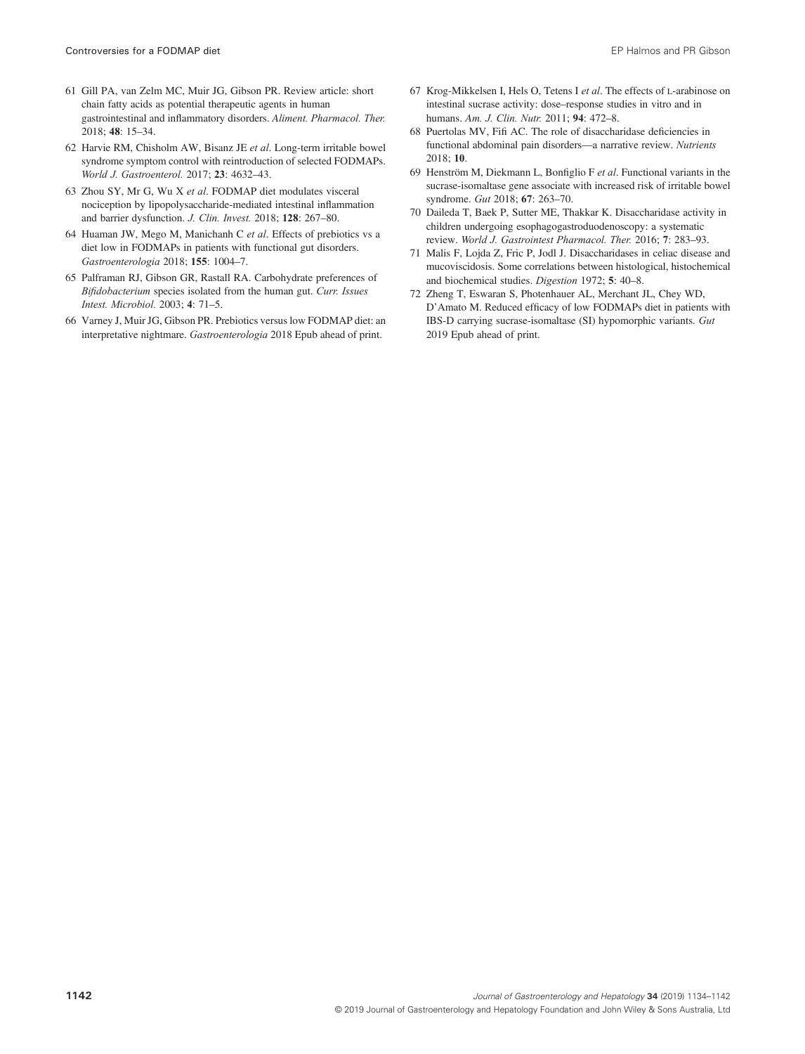61 Gill PA, van Zelm MC, Muir JG, Gibson PR. Review article: short chain fatty acids as potential therapeutic agents in human gastrointestinal and inflammatory disorders. *Aliment. Pharmacol. Ther.* 2018; **48**: 15–34.

62 Harvie RM, Chisholm AW, Bisanz JE *et al*. Long-term irritable bowel syndrome symptom control with reintroduction of selected FODMAPs. *World J. Gastroenterol.* 2017; **23**: 4632–43.

63 Zhou SY, Mr G, Wu X *et al*. FODMAP diet modulates visceral nociception by lipopolysaccharide-mediated intestinal inflammation and barrier dysfunction. *J. Clin. Invest.* 2018; **128**: 267–80.

64 Huaman JW, Mego M, Manichanh C *et al*. Effects of prebiotics vs a diet low in FODMAPs in patients with functional gut disorders. *Gastroenterologia* 2018; **155**: 1004–7.

65 Palframan RJ, Gibson GR, Rastall RA. Carbohydrate preferences of *Bifidobacterium* species isolated from the human gut. *Curr. Issues Intest. Microbiol.* 2003; **4**: 71–5.

66 Varney J, Muir JG, Gibson PR. Prebiotics versus low FODMAP diet: an interpretative nightmare. *Gastroenterologia* 2018 Epub ahead of print.

67 Krog-Mikkelsen I, Hels O, Tetens I *et al*. The effects of L-arabinose on intestinal sucrase activity: dose–response studies in vitro and in humans. *Am. J. Clin. Nutr.* 2011; **94**: 472–8.

68 Puertolas MV, Fifi AC. The role of disaccharidase deficiencies in functional abdominal pain disorders—a narrative review. *Nutrients* 2018; **10**.

69 Henström M, Diekmann L, Bonfiglio F *et al*. Functional variants in the sucrase-isomaltase gene associate with increased risk of irritable bowel syndrome. *Gut* 2018; **67**: 263–70.

70 Daileda T, Baek P, Sutter ME, Thakkar K. Disaccharidase activity in children undergoing esophagogastroduodenoscopy: a systematic review. *World J. Gastrointest Pharmacol. Ther.* 2016; **7**: 283–93.

71 Malis F, Lojda Z, Fric P, Jodl J. Disaccharidases in celiac disease and mucoviscidosis. Some correlations between histological, histochemical and biochemical studies. *Digestion* 1972; **5**: 40–8.

72 Zheng T, Eswaran S, Photenhauer AL, Merchant JL, Chey WD, D'Amato M. Reduced efficacy of low FODMAPs diet in patients with IBS-D carrying sucrase-isomaltase (SI) hypomorphic variants. *Gut* 2019 Epub ahead of print.